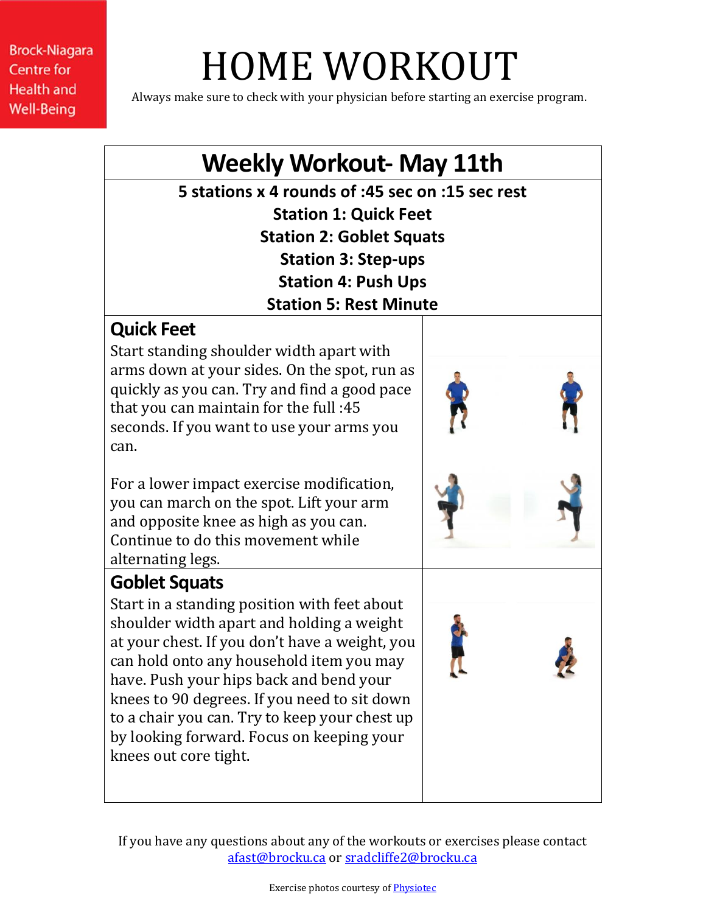Brock-Niagara Centre for Health and Well-Being

# HOME WORKOUT

Always make sure to check with your physician before starting an exercise program.

## Weekly Workout- May 11th

**5 stations x 4 rounds of :45 sec on :15 sec rest**

**Station 1: Quick Feet**

**Station 2: Goblet Squats**

**Station 3: Step-ups**

**Station 4: Push Ups**

**Station 5: Rest Minute**

### Quick Feet

Start standing shoulder width apart with arms down at your sides. On the spot, run as quickly as you can. Try and find a good pace that you can maintain for the full :45 seconds. If you want to use your arms you can.

For a lower impact exercise modification, you can march on the spot. Lift your arm and opposite knee as high as you can. Continue to do this movement while alternating legs.

### Goblet Squats

Start in a standing position with feet about shoulder width apart and holding a weight at your chest. If you don't have a weight, you can hold onto any household item you may have. Push your hips back and bend your knees to 90 degrees. If you need to sit down to a chair you can. Try to keep your chest up by looking forward. Focus on keeping your knees out core tight.

If you have any questions about any of the workouts or exercises please contact afast@brocku.ca or sradcliffe2@brocku.ca

Exercise photos courtesy of Physiotec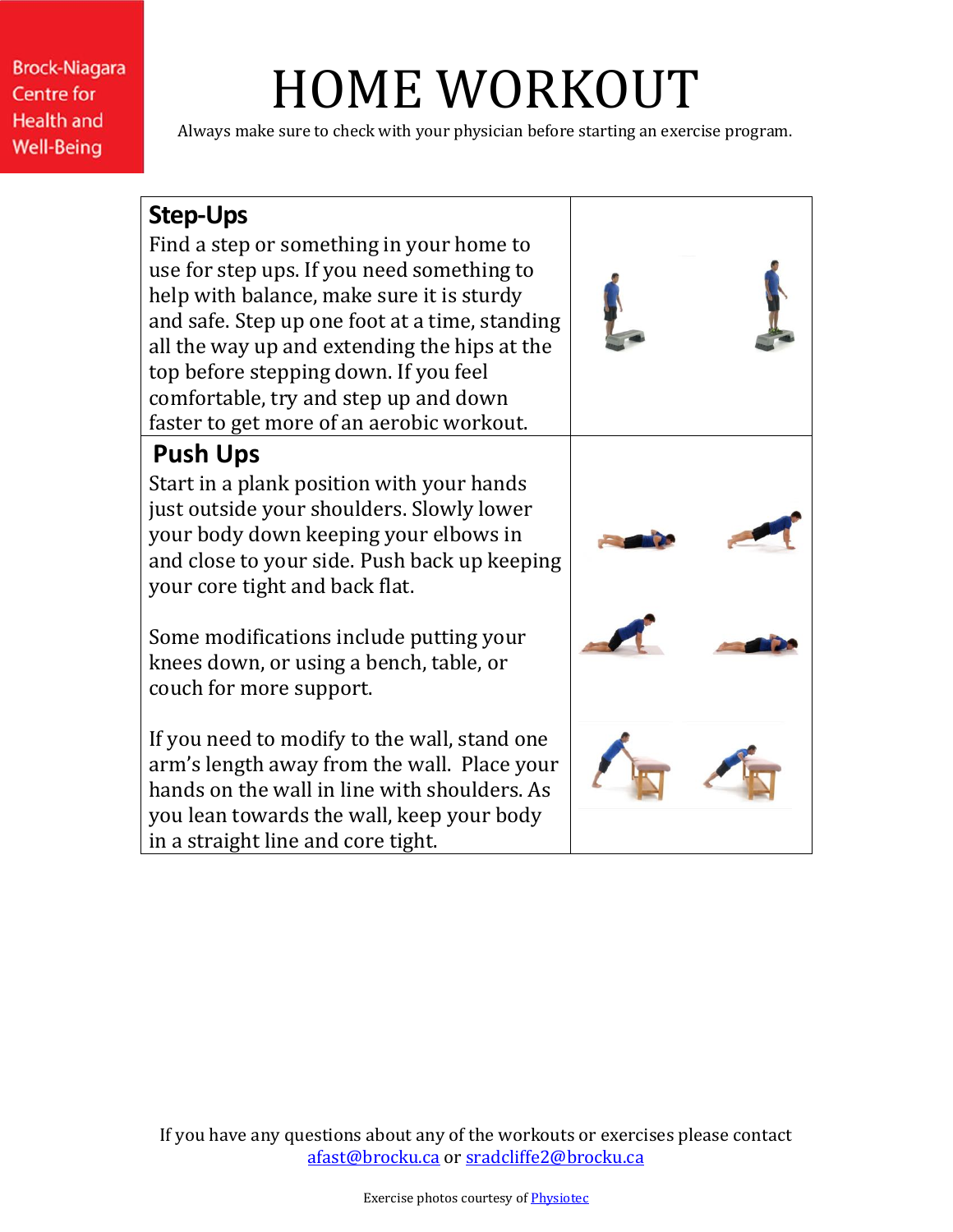Brock-Niagara Centre for Health and Well-Being

# HOME WORKOUT

Always make sure to check with your physician before starting an exercise program.

## Step-Ups

Find a step or something in your home to use for step ups. If you need something to help with balance, make sure it is sturdy and safe. Step up one foot at a time, standing all the way up and extending the hips at the top before stepping down. If you feel comfortable, try and step up and down faster to get more of an aerobic workout.

## Push Ups

Start in a plank position with your hands just outside your shoulders. Slowly lower your body down keeping your elbows in and close to your side. Push back up keeping your core tight and back flat.

Some modifications include putting your knees down, or using a bench, table, or couch for more support.

If you need to modify to the wall, stand one arm's length away from the wall. Place your hands on the wall in line with shoulders. As you lean towards the wall, keep your body in a straight line and core tight.

If you have any questions about any of the workouts or exercises please contact afast@brocku.ca or sradcliffe2@brocku.ca

Exercise photos courtesy of Physiotec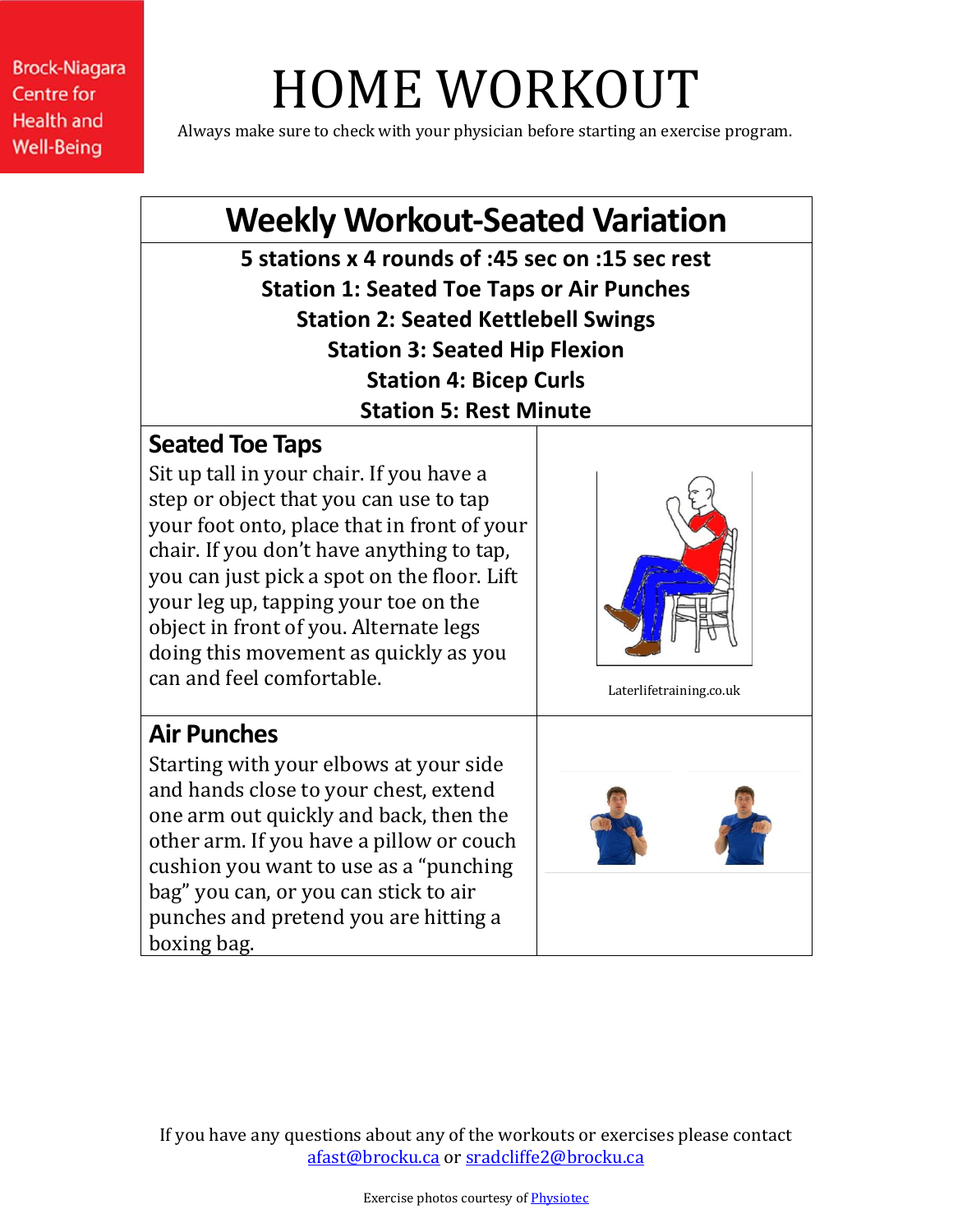Brock-Niagara Centre for Health and Well-Being

# HOME WORKOUT

Always make sure to check with your physician before starting an exercise program.

## Weekly Workout-Seated Variation

**5 stations x 4 rounds of :45 sec on :15 sec rest**
**Station 1: Seated Toe Taps or Air Punches**
**Station 2: Seated Kettlebell Swings**
**Station 3: Seated Hip Flexion**
**Station 4: Bicep Curls**
**Station 5: Rest Minute**

### Seated Toe Taps

Sit up tall in your chair. If you have a step or object that you can use to tap your foot onto, place that in front of your chair. If you don't have anything to tap, you can just pick a spot on the floor. Lift your leg up, tapping your toe on the object in front of you. Alternate legs doing this movement as quickly as you can and feel comfortable.

Laterlifetraining.co.uk

### Air Punches

Starting with your elbows at your side and hands close to your chest, extend one arm out quickly and back, then the other arm. If you have a pillow or couch cushion you want to use as a "punching bag" you can, or you can stick to air punches and pretend you are hitting a boxing bag.

If you have any questions about any of the workouts or exercises please contact afast@brocku.ca or sradcliffe2@brocku.ca

Exercise photos courtesy of Physiotec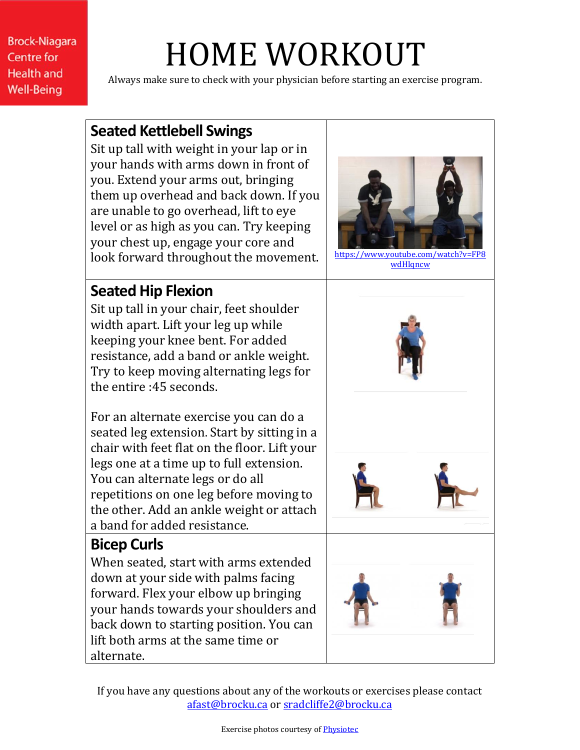Brock-Niagara Centre for Health and Well-Being

# HOME WORKOUT

Always make sure to check with your physician before starting an exercise program.

| | |
|---|---|
| **Seated Kettlebell Swings**<br>Sit up tall with weight in your lap or in your hands with arms down in front of you. Extend your arms out, bringing them up overhead and back down. If you are unable to go overhead, lift to eye level or as high as you can. Try keeping your chest up, engage your core and look forward throughout the movement. | https://www.youtube.com/watch?v=FP8wdHlqncw |
| **Seated Hip Flexion**<br>Sit up tall in your chair, feet shoulder width apart. Lift your leg up while keeping your knee bent. For added resistance, add a band or ankle weight. Try to keep moving alternating legs for the entire :45 seconds.<br><br>For an alternate exercise you can do a seated leg extension. Start by sitting in a chair with feet flat on the floor. Lift your legs one at a time up to full extension. You can alternate legs or do all repetitions on one leg before moving to the other. Add an ankle weight or attach a band for added resistance. | |
| **Bicep Curls**<br>When seated, start with arms extended down at your side with palms facing forward. Flex your elbow up bringing your hands towards your shoulders and back down to starting position. You can lift both arms at the same time or alternate. | |

If you have any questions about any of the workouts or exercises please contact afast@brocku.ca or sradcliffe2@brocku.ca

Exercise photos courtesy of Physiotec